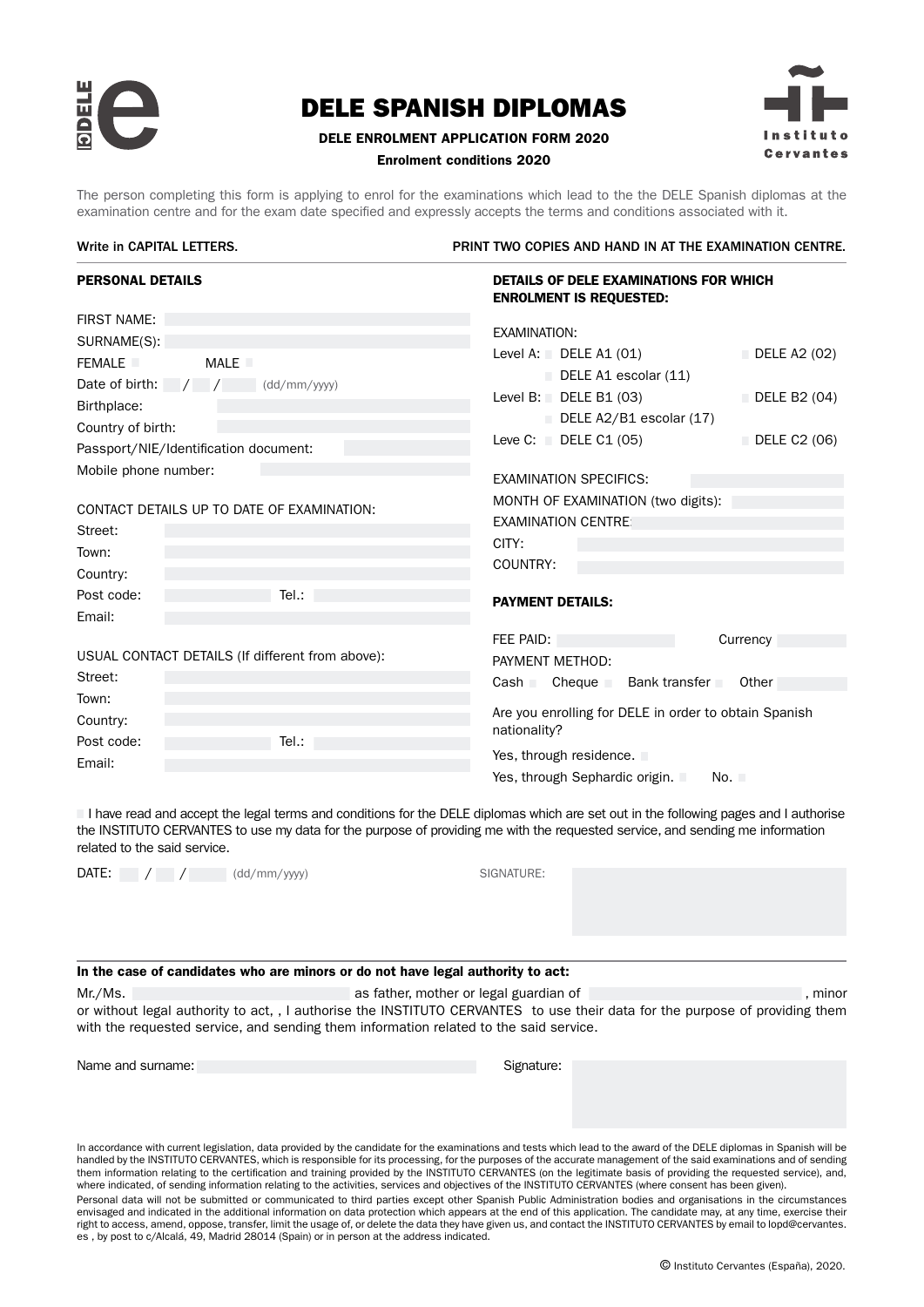# DELE SPANISH DIPLOMAS

**DELE ENROLMENT APPLICATION FORM 2020**

**Enrolment conditions 2020**

The person completing this form is applying to enrol for the examinations which lead to the the DELE Spanish diplomas at the examination centre and for the exam date specified and expressly accepts the terms and conditions associated with it.

Write in CAPITAL LETTERS. PRINT TWO COPIES AND HAND IN AT THE EXAMINATION CENTRE.

## PERSONAL DETAILS

FIRST NAME:

SURNAME(S):

FEMALE ☐ MALE ☐

Date of birth: / / (dd/mm/yyyy)

Birthplace:

Country of birth:

Passport/NIE/Identification document:

Mobile phone number:

CONTACT DETAILS UP TO DATE OF EXAMINATION:

Street:

Town:

Country:

Post code: Tel.:

Email:

USUAL CONTACT DETAILS (If different from above):

Street:

Town:

Country:

Post code: Tel.:

Email:

## DETAILS OF DELE EXAMINATIONS FOR WHICH ENROLMENT IS REQUESTED:

EXAMINATION:

Level A: ☐ DELE A1 (01) ☐ DELE A2 (02)

☐ DELE A1 escolar (11)

Level B: ☐ DELE B1 (03) ☐ DELE B2 (04)

☐ DELE A2/B1 escolar (17)

Leve C: ☐ DELE C1 (05) ☐ DELE C2 (06)

EXAMINATION SPECIFICS:

MONTH OF EXAMINATION (two digits):

EXAMINATION CENTRE:

CITY:

COUNTRY:

## PAYMENT DETAILS:

FEE PAID: Currency

PAYMENT METHOD:

Cash ☐ Cheque ☐ Bank transfer ☐ Other

Are you enrolling for DELE in order to obtain Spanish nationality?

Yes, through residence. ☐

Yes, through Sephardic origin. ☐ No. ☐

☐ I have read and accept the legal terms and conditions for the DELE diplomas which are set out in the following pages and I authorise the INSTITUTO CERVANTES to use my data for the purpose of providing me with the requested service, and sending me information related to the said service.

DATE: / / (dd/mm/yyyy) SIGNATURE:

**In the case of candidates who are minors or do not have legal authority to act:**

Mr./Ms. as father, mother or legal guardian of , minor or without legal authority to act, , I authorise the INSTITUTO CERVANTES to use their data for the purpose of providing them with the requested service, and sending them information related to the said service.

Name and surname: Signature:

In accordance with current legislation, data provided by the candidate for the examinations and tests which lead to the award of the DELE diplomas in Spanish will be handled by the INSTITUTO CERVANTES, which is responsible for its processing, for the purposes of the accurate management of the said examinations and of sending them information relating to the certification and training provided by the INSTITUTO CERVANTES (on the legitimate basis of providing the requested service), and, where indicated, of sending information relating to the activities, services and objectives of the INSTITUTO CERVANTES (where consent has been given).

Personal data will not be submitted or communicated to third parties except other Spanish Public Administration bodies and organisations in the circumstances envisaged and indicated in the additional information on data protection which appears at the end of this application. The candidate may, at any time, exercise their right to access, amend, oppose, transfer, limit the usage of, or delete the data they have given us, and contact the INSTITUTO CERVANTES by email to lopd@cervantes.es , by post to c/Alcalá, 49, Madrid 28014 (Spain) or in person at the address indicated.

© Instituto Cervantes (España), 2020.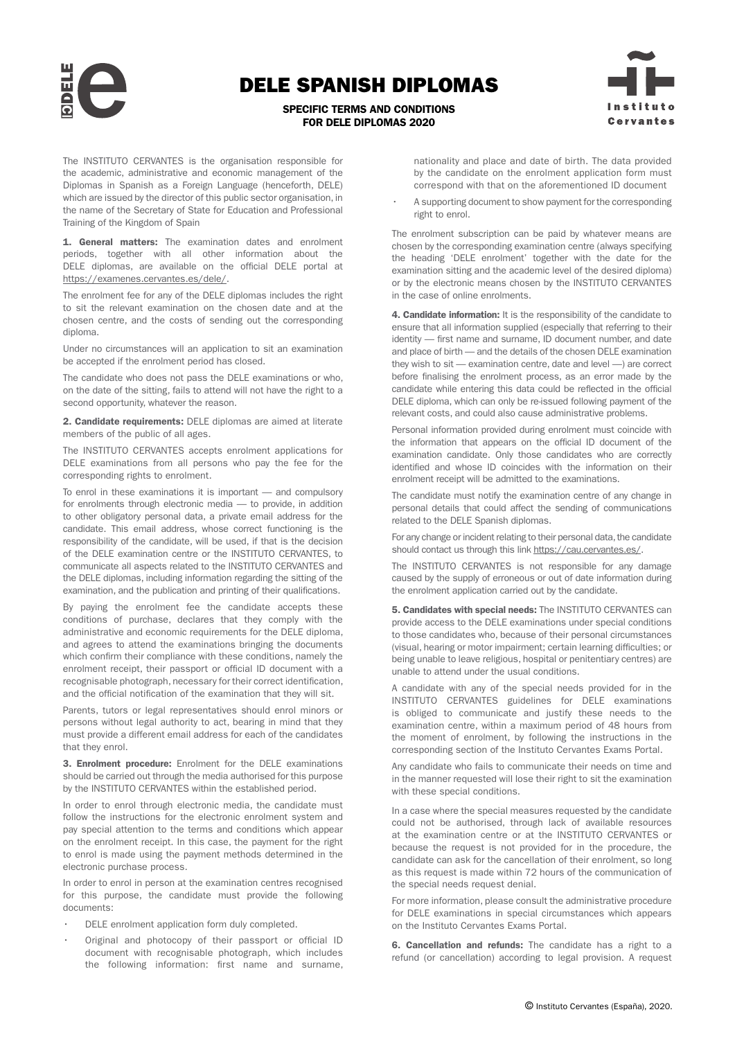# DELE SPANISH DIPLOMAS

## SPECIFIC TERMS AND CONDITIONS FOR DELE DIPLOMAS 2020

The INSTITUTO CERVANTES is the organisation responsible for the academic, administrative and economic management of the Diplomas in Spanish as a Foreign Language (henceforth, DELE) which are issued by the director of this public sector organisation, in the name of the Secretary of State for Education and Professional Training of the Kingdom of Spain

**1. General matters:** The examination dates and enrolment periods, together with all other information about the DELE diplomas, are available on the official DELE portal at https://examenes.cervantes.es/dele/.

The enrolment fee for any of the DELE diplomas includes the right to sit the relevant examination on the chosen date and at the chosen centre, and the costs of sending out the corresponding diploma.

Under no circumstances will an application to sit an examination be accepted if the enrolment period has closed.

The candidate who does not pass the DELE examinations or who, on the date of the sitting, fails to attend will not have the right to a second opportunity, whatever the reason.

**2. Candidate requirements:** DELE diplomas are aimed at literate members of the public of all ages.

The INSTITUTO CERVANTES accepts enrolment applications for DELE examinations from all persons who pay the fee for the corresponding rights to enrolment.

To enrol in these examinations it is important — and compulsory for enrolments through electronic media — to provide, in addition to other obligatory personal data, a private email address for the candidate. This email address, whose correct functioning is the responsibility of the candidate, will be used, if that is the decision of the DELE examination centre or the INSTITUTO CERVANTES, to communicate all aspects related to the INSTITUTO CERVANTES and the DELE diplomas, including information regarding the sitting of the examination, and the publication and printing of their qualifications.

By paying the enrolment fee the candidate accepts these conditions of purchase, declares that they comply with the administrative and economic requirements for the DELE diploma, and agrees to attend the examinations bringing the documents which confirm their compliance with these conditions, namely the enrolment receipt, their passport or official ID document with a recognisable photograph, necessary for their correct identification, and the official notification of the examination that they will sit.

Parents, tutors or legal representatives should enrol minors or persons without legal authority to act, bearing in mind that they must provide a different email address for each of the candidates that they enrol.

**3. Enrolment procedure:** Enrolment for the DELE examinations should be carried out through the media authorised for this purpose by the INSTITUTO CERVANTES within the established period.

In order to enrol through electronic media, the candidate must follow the instructions for the electronic enrolment system and pay special attention to the terms and conditions which appear on the enrolment receipt. In this case, the payment for the right to enrol is made using the payment methods determined in the electronic purchase process.

In order to enrol in person at the examination centres recognised for this purpose, the candidate must provide the following documents:

- DELE enrolment application form duly completed.
- Original and photocopy of their passport or official ID document with recognisable photograph, which includes the following information: first name and surname, nationality and place and date of birth. The data provided by the candidate on the enrolment application form must correspond with that on the aforementioned ID document
- A supporting document to show payment for the corresponding right to enrol.

The enrolment subscription can be paid by whatever means are chosen by the corresponding examination centre (always specifying the heading 'DELE enrolment' together with the date for the examination sitting and the academic level of the desired diploma) or by the electronic means chosen by the INSTITUTO CERVANTES in the case of online enrolments.

**4. Candidate information:** It is the responsibility of the candidate to ensure that all information supplied (especially that referring to their identity — first name and surname, ID document number, and date and place of birth — and the details of the chosen DELE examination they wish to sit — examination centre, date and level —) are correct before finalising the enrolment process, as an error made by the candidate while entering this data could be reflected in the official DELE diploma, which can only be re-issued following payment of the relevant costs, and could also cause administrative problems.

Personal information provided during enrolment must coincide with the information that appears on the official ID document of the examination candidate. Only those candidates who are correctly identified and whose ID coincides with the information on their enrolment receipt will be admitted to the examinations.

The candidate must notify the examination centre of any change in personal details that could affect the sending of communications related to the DELE Spanish diplomas.

For any change or incident relating to their personal data, the candidate should contact us through this link https://cau.cervantes.es/.

The INSTITUTO CERVANTES is not responsible for any damage caused by the supply of erroneous or out of date information during the enrolment application carried out by the candidate.

**5. Candidates with special needs:** The INSTITUTO CERVANTES can provide access to the DELE examinations under special conditions to those candidates who, because of their personal circumstances (visual, hearing or motor impairment; certain learning difficulties; or being unable to leave religious, hospital or penitentiary centres) are unable to attend under the usual conditions.

A candidate with any of the special needs provided for in the INSTITUTO CERVANTES guidelines for DELE examinations is obliged to communicate and justify these needs to the examination centre, within a maximum period of 48 hours from the moment of enrolment, by following the instructions in the corresponding section of the Instituto Cervantes Exams Portal.

Any candidate who fails to communicate their needs on time and in the manner requested will lose their right to sit the examination with these special conditions.

In a case where the special measures requested by the candidate could not be authorised, through lack of available resources at the examination centre or at the INSTITUTO CERVANTES or because the request is not provided for in the procedure, the candidate can ask for the cancellation of their enrolment, so long as this request is made within 72 hours of the communication of the special needs request denial.

For more information, please consult the administrative procedure for DELE examinations in special circumstances which appears on the Instituto Cervantes Exams Portal.

**6. Cancellation and refunds:** The candidate has a right to a refund (or cancellation) according to legal provision. A request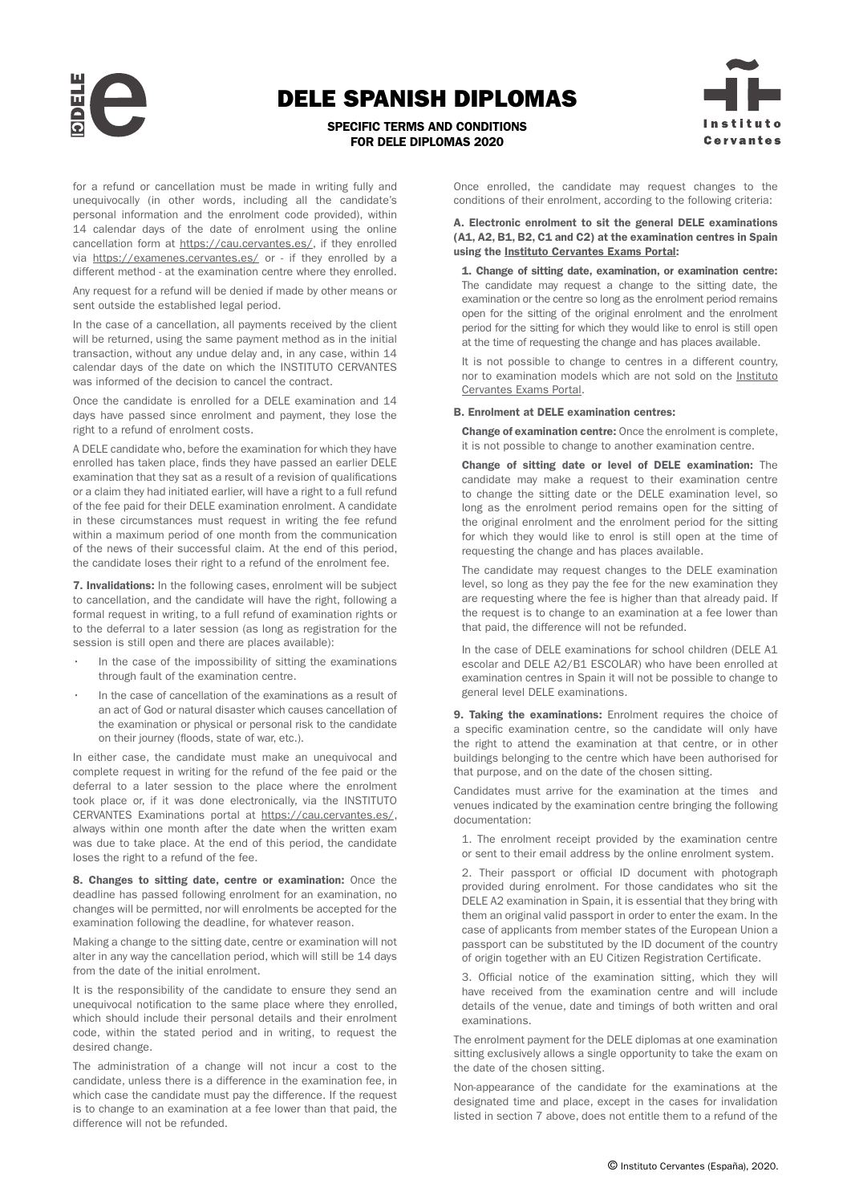for a refund or cancellation must be made in writing fully and unequivocally (in other words, including all the candidate's personal information and the enrolment code provided), within 14 calendar days of the date of enrolment using the online cancellation form at https://cau.cervantes.es/, if they enrolled via https://examenes.cervantes.es/ or - if they enrolled by a different method - at the examination centre where they enrolled.

Any request for a refund will be denied if made by other means or sent outside the established legal period.

In the case of a cancellation, all payments received by the client will be returned, using the same payment method as in the initial transaction, without any undue delay and, in any case, within 14 calendar days of the date on which the INSTITUTO CERVANTES was informed of the decision to cancel the contract.

Once the candidate is enrolled for a DELE examination and 14 days have passed since enrolment and payment, they lose the right to a refund of enrolment costs.

A DELE candidate who, before the examination for which they have enrolled has taken place, finds they have passed an earlier DELE examination that they sat as a result of a revision of qualifications or a claim they had initiated earlier, will have a right to a full refund of the fee paid for their DELE examination enrolment. A candidate in these circumstances must request in writing the fee refund within a maximum period of one month from the communication of the news of their successful claim. At the end of this period, the candidate loses their right to a refund of the enrolment fee.

**7. Invalidations:** In the following cases, enrolment will be subject to cancellation, and the candidate will have the right, following a formal request in writing, to a full refund of examination rights or to the deferral to a later session (as long as registration for the session is still open and there are places available):

- In the case of the impossibility of sitting the examinations through fault of the examination centre.
- In the case of cancellation of the examinations as a result of an act of God or natural disaster which causes cancellation of the examination or physical or personal risk to the candidate on their journey (floods, state of war, etc.).

In either case, the candidate must make an unequivocal and complete request in writing for the refund of the fee paid or the deferral to a later session to the place where the enrolment took place or, if it was done electronically, via the INSTITUTO CERVANTES Examinations portal at https://cau.cervantes.es/, always within one month after the date when the written exam was due to take place. At the end of this period, the candidate loses the right to a refund of the fee.

**8. Changes to sitting date, centre or examination:** Once the deadline has passed following enrolment for an examination, no changes will be permitted, nor will enrolments be accepted for the examination following the deadline, for whatever reason.

Making a change to the sitting date, centre or examination will not alter in any way the cancellation period, which will still be 14 days from the date of the initial enrolment.

It is the responsibility of the candidate to ensure they send an unequivocal notification to the same place where they enrolled, which should include their personal details and their enrolment code, within the stated period and in writing, to request the desired change.

The administration of a change will not incur a cost to the candidate, unless there is a difference in the examination fee, in which case the candidate must pay the difference. If the request is to change to an examination at a fee lower than that paid, the difference will not be refunded.

Once enrolled, the candidate may request changes to the conditions of their enrolment, according to the following criteria:

**A. Electronic enrolment to sit the general DELE examinations (A1, A2, B1, B2, C1 and C2) at the examination centres in Spain using the Instituto Cervantes Exams Portal:**

**1. Change of sitting date, examination, or examination centre:** The candidate may request a change to the sitting date, the examination or the centre so long as the enrolment period remains open for the sitting of the original enrolment and the enrolment period for the sitting for which they would like to enrol is still open at the time of requesting the change and has places available.

It is not possible to change to centres in a different country, nor to examination models which are not sold on the Instituto Cervantes Exams Portal.

**B. Enrolment at DELE examination centres:**

**Change of examination centre:** Once the enrolment is complete, it is not possible to change to another examination centre.

**Change of sitting date or level of DELE examination:** The candidate may make a request to their examination centre to change the sitting date or the DELE examination level, so long as the enrolment period remains open for the sitting of the original enrolment and the enrolment period for the sitting for which they would like to enrol is still open at the time of requesting the change and has places available.

The candidate may request changes to the DELE examination level, so long as they pay the fee for the new examination they are requesting where the fee is higher than that already paid. If the request is to change to an examination at a fee lower than that paid, the difference will not be refunded.

In the case of DELE examinations for school children (DELE A1 escolar and DELE A2/B1 ESCOLAR) who have been enrolled at examination centres in Spain it will not be possible to change to general level DELE examinations.

**9. Taking the examinations:** Enrolment requires the choice of a specific examination centre, so the candidate will only have the right to attend the examination at that centre, or in other buildings belonging to the centre which have been authorised for that purpose, and on the date of the chosen sitting.

Candidates must arrive for the examination at the times and venues indicated by the examination centre bringing the following documentation:

1. The enrolment receipt provided by the examination centre or sent to their email address by the online enrolment system.
2. Their passport or official ID document with photograph provided during enrolment. For those candidates who sit the DELE A2 examination in Spain, it is essential that they bring with them an original valid passport in order to enter the exam. In the case of applicants from member states of the European Union a passport can be substituted by the ID document of the country of origin together with an EU Citizen Registration Certificate.
3. Official notice of the examination sitting, which they will have received from the examination centre and will include details of the venue, date and timings of both written and oral examinations.

The enrolment payment for the DELE diplomas at one examination sitting exclusively allows a single opportunity to take the exam on the date of the chosen sitting.

Non-appearance of the candidate for the examinations at the designated time and place, except in the cases for invalidation listed in section 7 above, does not entitle them to a refund of the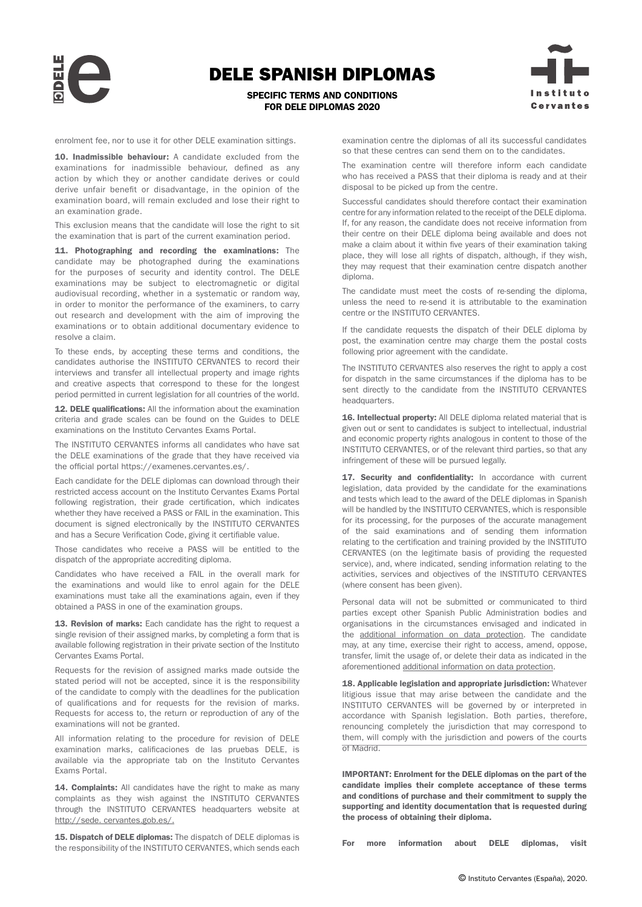enrolment fee, nor to use it for other DELE examination sittings.

**10. Inadmissible behaviour:** A candidate excluded from the examinations for inadmissible behaviour, defined as any action by which they or another candidate derives or could derive unfair benefit or disadvantage, in the opinion of the examination board, will remain excluded and lose their right to an examination grade.

This exclusion means that the candidate will lose the right to sit the examination that is part of the current examination period.

**11. Photographing and recording the examinations:** The candidate may be photographed during the examinations for the purposes of security and identity control. The DELE examinations may be subject to electromagnetic or digital audiovisual recording, whether in a systematic or random way, in order to monitor the performance of the examiners, to carry out research and development with the aim of improving the examinations or to obtain additional documentary evidence to resolve a claim.

To these ends, by accepting these terms and conditions, the candidates authorise the INSTITUTO CERVANTES to record their interviews and transfer all intellectual property and image rights and creative aspects that correspond to these for the longest period permitted in current legislation for all countries of the world.

**12. DELE qualifications:** All the information about the examination criteria and grade scales can be found on the Guides to DELE examinations on the Instituto Cervantes Exams Portal.

The INSTITUTO CERVANTES informs all candidates who have sat the DELE examinations of the grade that they have received via the official portal https://examenes.cervantes.es/.

Each candidate for the DELE diplomas can download through their restricted access account on the Instituto Cervantes Exams Portal following registration, their grade certification, which indicates whether they have received a PASS or FAIL in the examination. This document is signed electronically by the INSTITUTO CERVANTES and has a Secure Verification Code, giving it certifiable value.

Those candidates who receive a PASS will be entitled to the dispatch of the appropriate accrediting diploma.

Candidates who have received a FAIL in the overall mark for the examinations and would like to enrol again for the DELE examinations must take all the examinations again, even if they obtained a PASS in one of the examination groups.

**13. Revision of marks:** Each candidate has the right to request a single revision of their assigned marks, by completing a form that is available following registration in their private section of the Instituto Cervantes Exams Portal.

Requests for the revision of assigned marks made outside the stated period will not be accepted, since it is the responsibility of the candidate to comply with the deadlines for the publication of qualifications and for requests for the revision of marks. Requests for access to, the return or reproduction of any of the examinations will not be granted.

All information relating to the procedure for revision of DELE examination marks, calificaciones de las pruebas DELE, is available via the appropriate tab on the Instituto Cervantes Exams Portal.

**14. Complaints:** All candidates have the right to make as many complaints as they wish against the INSTITUTO CERVANTES through the INSTITUTO CERVANTES headquarters website at http://sede. cervantes.gob.es/.

**15. Dispatch of DELE diplomas:** The dispatch of DELE diplomas is the responsibility of the INSTITUTO CERVANTES, which sends each examination centre the diplomas of all its successful candidates so that these centres can send them on to the candidates.

The examination centre will therefore inform each candidate who has received a PASS that their diploma is ready and at their disposal to be picked up from the centre.

Successful candidates should therefore contact their examination centre for any information related to the receipt of the DELE diploma. If, for any reason, the candidate does not receive information from their centre on their DELE diploma being available and does not make a claim about it within five years of their examination taking place, they will lose all rights of dispatch, although, if they wish, they may request that their examination centre dispatch another diploma.

The candidate must meet the costs of re-sending the diploma, unless the need to re-send it is attributable to the examination centre or the INSTITUTO CERVANTES.

If the candidate requests the dispatch of their DELE diploma by post, the examination centre may charge them the postal costs following prior agreement with the candidate.

The INSTITUTO CERVANTES also reserves the right to apply a cost for dispatch in the same circumstances if the diploma has to be sent directly to the candidate from the INSTITUTO CERVANTES headquarters.

**16. Intellectual property:** All DELE diploma related material that is given out or sent to candidates is subject to intellectual, industrial and economic property rights analogous in content to those of the INSTITUTO CERVANTES, or of the relevant third parties, so that any infringement of these will be pursued legally.

**17. Security and confidentiality:** In accordance with current legislation, data provided by the candidate for the examinations and tests which lead to the award of the DELE diplomas in Spanish will be handled by the INSTITUTO CERVANTES, which is responsible for its processing, for the purposes of the accurate management of the said examinations and of sending them information relating to the certification and training provided by the INSTITUTO CERVANTES (on the legitimate basis of providing the requested service), and, where indicated, sending information relating to the activities, services and objectives of the INSTITUTO CERVANTES (where consent has been given).

Personal data will not be submitted or communicated to third parties except other Spanish Public Administration bodies and organisations in the circumstances envisaged and indicated in the additional information on data protection. The candidate may, at any time, exercise their right to access, amend, oppose, transfer, limit the usage of, or delete their data as indicated in the aforementioned additional information on data protection.

**18. Applicable legislation and appropriate jurisdiction:** Whatever litigious issue that may arise between the candidate and the INSTITUTO CERVANTES will be governed by or interpreted in accordance with Spanish legislation. Both parties, therefore, renouncing completely the jurisdiction that may correspond to them, will comply with the jurisdiction and powers of the courts of Madrid.

**IMPORTANT: Enrolment for the DELE diplomas on the part of the candidate implies their complete acceptance of these terms and conditions of purchase and their commitment to supply the supporting and identity documentation that is requested during the process of obtaining their diploma.**

**For more information about DELE diplomas, visit**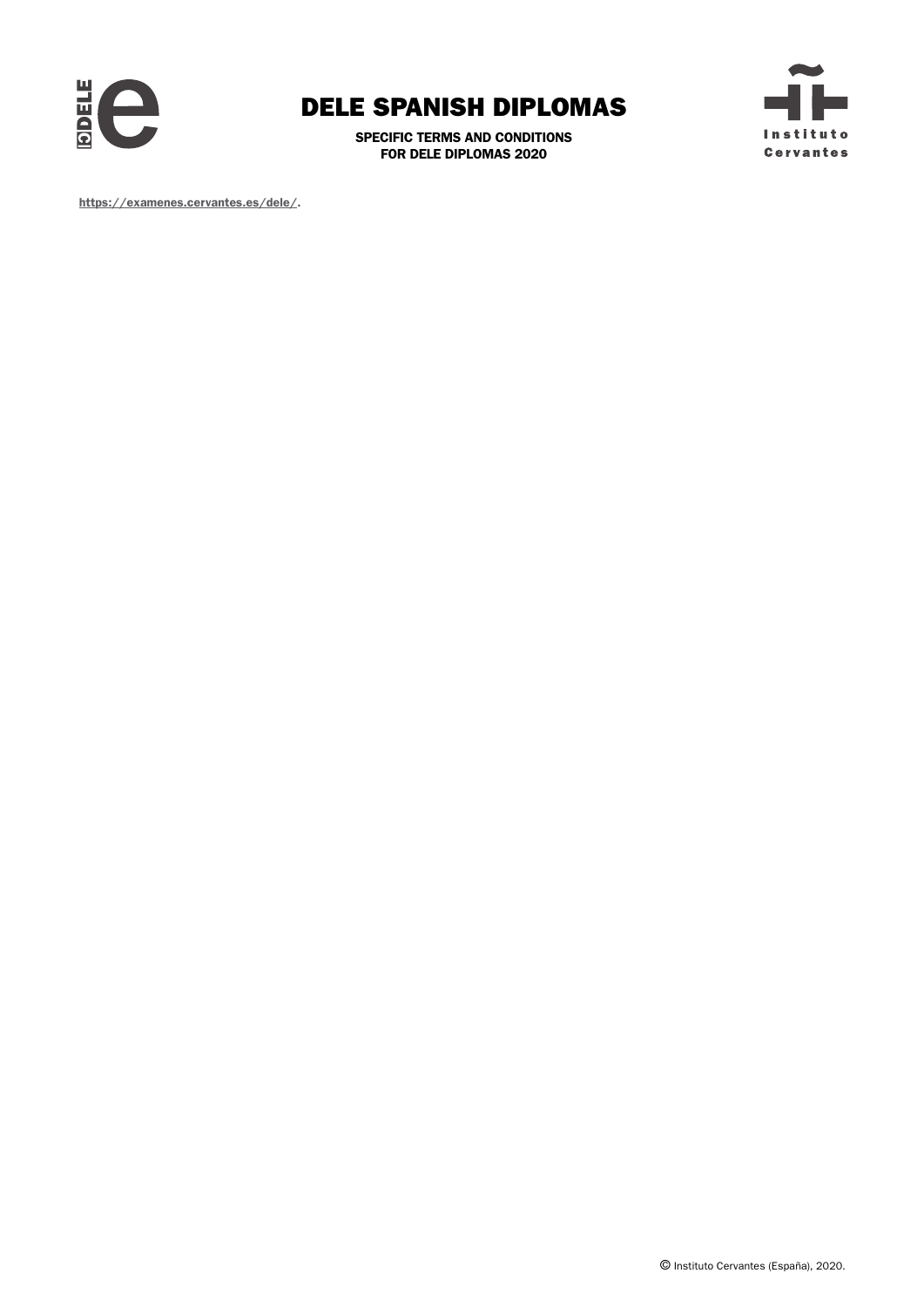https://examenes.cervantes.es/dele/.